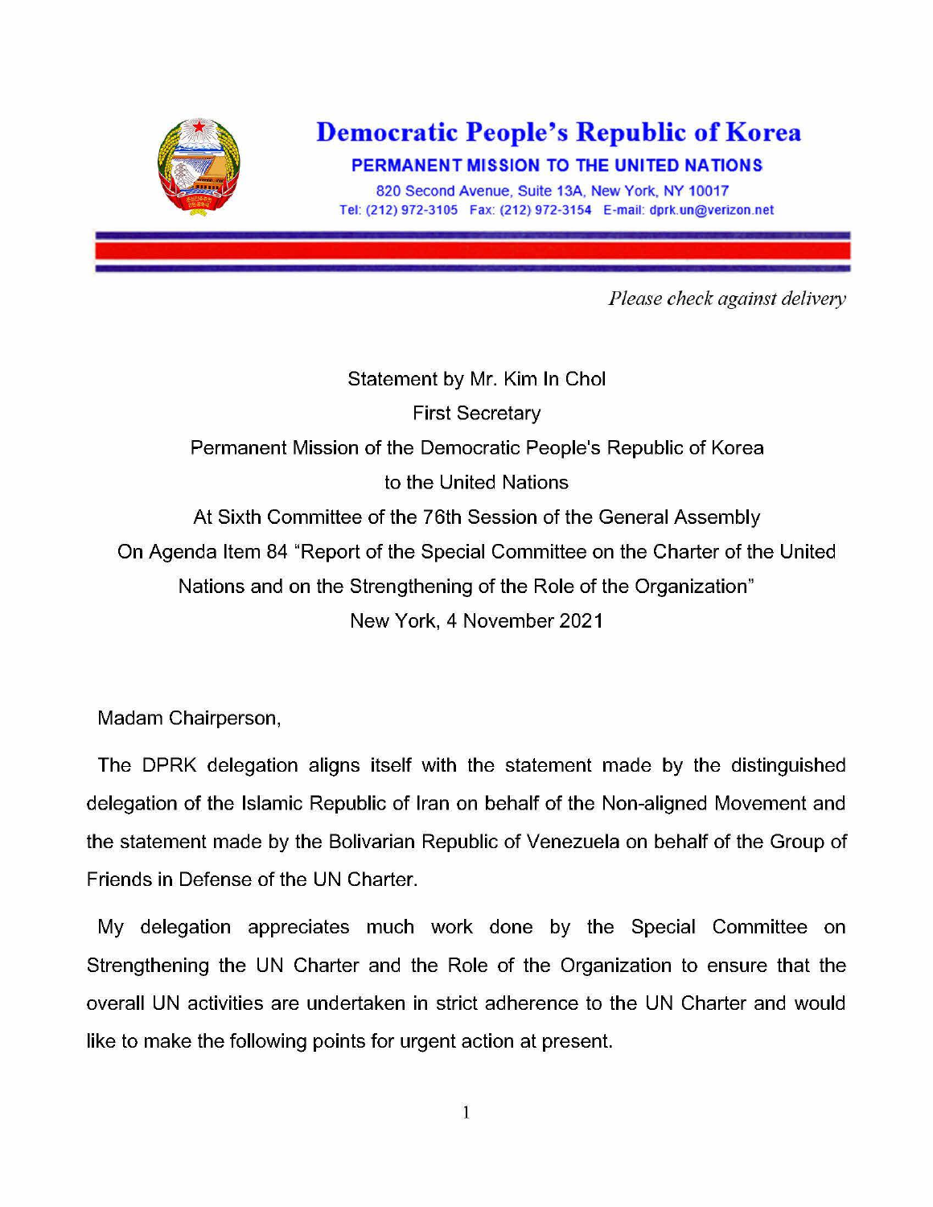# Democratic People's Republic of Korea

**PERMANENT MISSION TO THE UNITED NATIONS**

820 Second Avenue, Suite 13A, New York, NY 10017
Tel: (212) 972-3105 Fax: (212) 972-3154 E-mail: dprk.un@verizon.net

*Please check against delivery*

Statement by Mr. Kim In Chol
First Secretary
Permanent Mission of the Democratic People's Republic of Korea
to the United Nations
At Sixth Committee of the 76th Session of the General Assembly
On Agenda Item 84 "Report of the Special Committee on the Charter of the United Nations and on the Strengthening of the Role of the Organization"
New York, 4 November 2021

Madam Chairperson,

The DPRK delegation aligns itself with the statement made by the distinguished delegation of the Islamic Republic of Iran on behalf of the Non-aligned Movement and the statement made by the Bolivarian Republic of Venezuela on behalf of the Group of Friends in Defense of the UN Charter.

My delegation appreciates much work done by the Special Committee on Strengthening the UN Charter and the Role of the Organization to ensure that the overall UN activities are undertaken in strict adherence to the UN Charter and would like to make the following points for urgent action at present.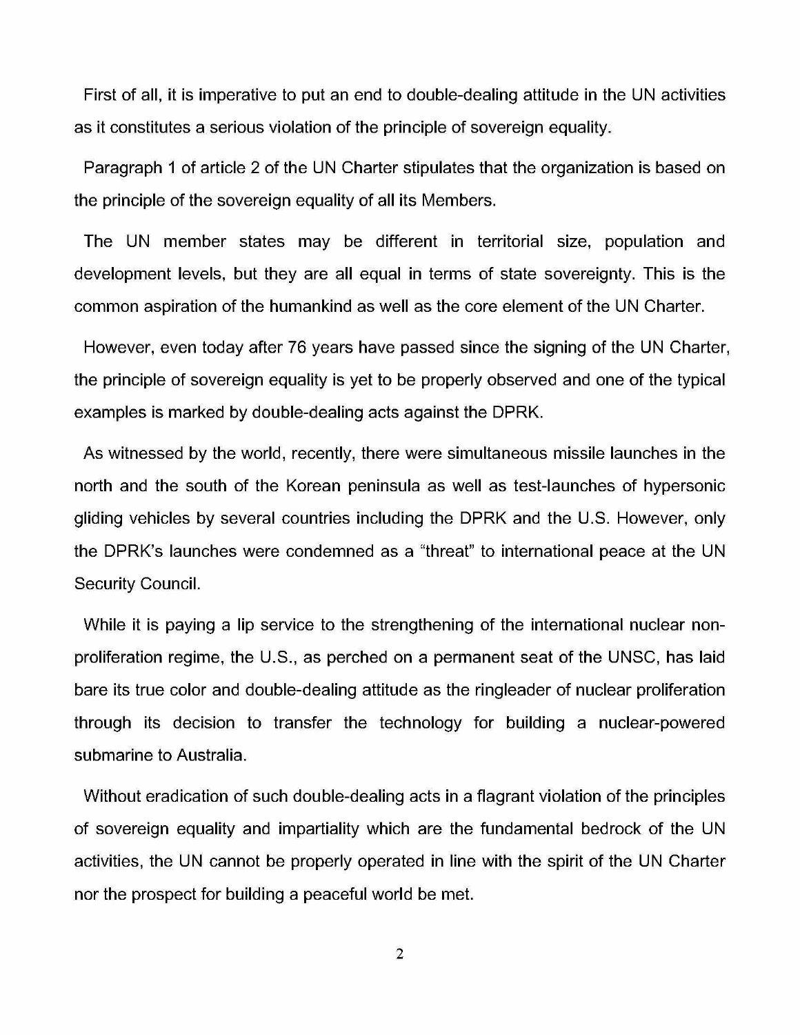First of all, it is imperative to put an end to double-dealing attitude in the UN activities as it constitutes a serious violation of the principle of sovereign equality.

Paragraph 1 of article 2 of the UN Charter stipulates that the organization is based on the principle of the sovereign equality of all its Members.

The UN member states may be different in territorial size, population and development levels, but they are all equal in terms of state sovereignty. This is the common aspiration of the humankind as well as the core element of the UN Charter.

However, even today after 76 years have passed since the signing of the UN Charter, the principle of sovereign equality is yet to be properly observed and one of the typical examples is marked by double-dealing acts against the DPRK.

As witnessed by the world, recently, there were simultaneous missile launches in the north and the south of the Korean peninsula as well as test-launches of hypersonic gliding vehicles by several countries including the DPRK and the U.S. However, only the DPRK's launches were condemned as a "threat" to international peace at the UN Security Council.

While it is paying a lip service to the strengthening of the international nuclear non-proliferation regime, the U.S., as perched on a permanent seat of the UNSC, has laid bare its true color and double-dealing attitude as the ringleader of nuclear proliferation through its decision to transfer the technology for building a nuclear-powered submarine to Australia.

Without eradication of such double-dealing acts in a flagrant violation of the principles of sovereign equality and impartiality which are the fundamental bedrock of the UN activities, the UN cannot be properly operated in line with the spirit of the UN Charter nor the prospect for building a peaceful world be met.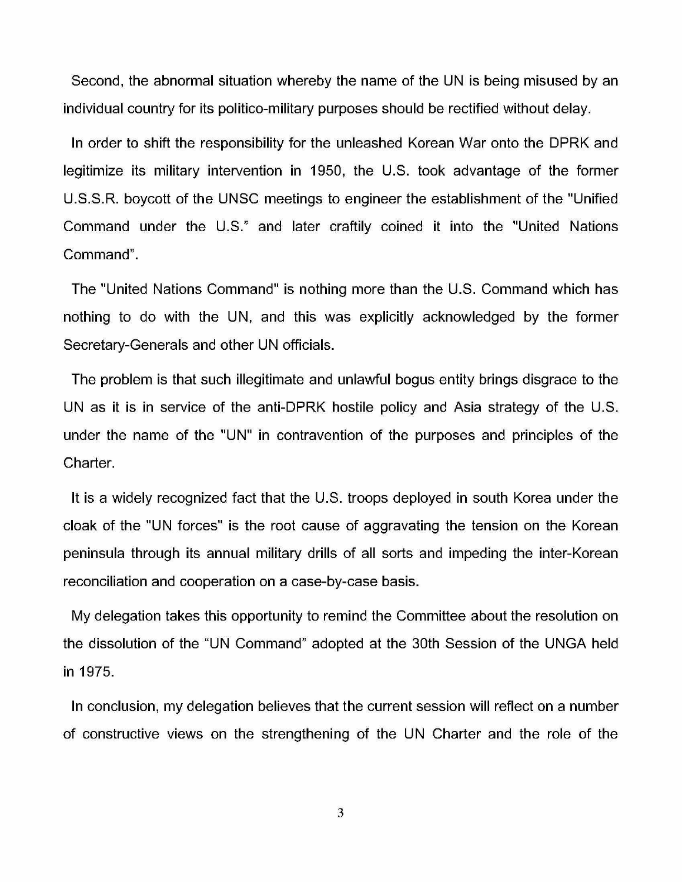Second, the abnormal situation whereby the name of the UN is being misused by an individual country for its politico-military purposes should be rectified without delay.

In order to shift the responsibility for the unleashed Korean War onto the DPRK and legitimize its military intervention in 1950, the U.S. took advantage of the former U.S.S.R. boycott of the UNSC meetings to engineer the establishment of the "Unified Command under the U.S." and later craftily coined it into the "United Nations Command".

The "United Nations Command" is nothing more than the U.S. Command which has nothing to do with the UN, and this was explicitly acknowledged by the former Secretary-Generals and other UN officials.

The problem is that such illegitimate and unlawful bogus entity brings disgrace to the UN as it is in service of the anti-DPRK hostile policy and Asia strategy of the U.S. under the name of the "UN" in contravention of the purposes and principles of the Charter.

It is a widely recognized fact that the U.S. troops deployed in south Korea under the cloak of the "UN forces" is the root cause of aggravating the tension on the Korean peninsula through its annual military drills of all sorts and impeding the inter-Korean reconciliation and cooperation on a case-by-case basis.

My delegation takes this opportunity to remind the Committee about the resolution on the dissolution of the "UN Command" adopted at the 30th Session of the UNGA held in 1975.

In conclusion, my delegation believes that the current session will reflect on a number of constructive views on the strengthening of the UN Charter and the role of the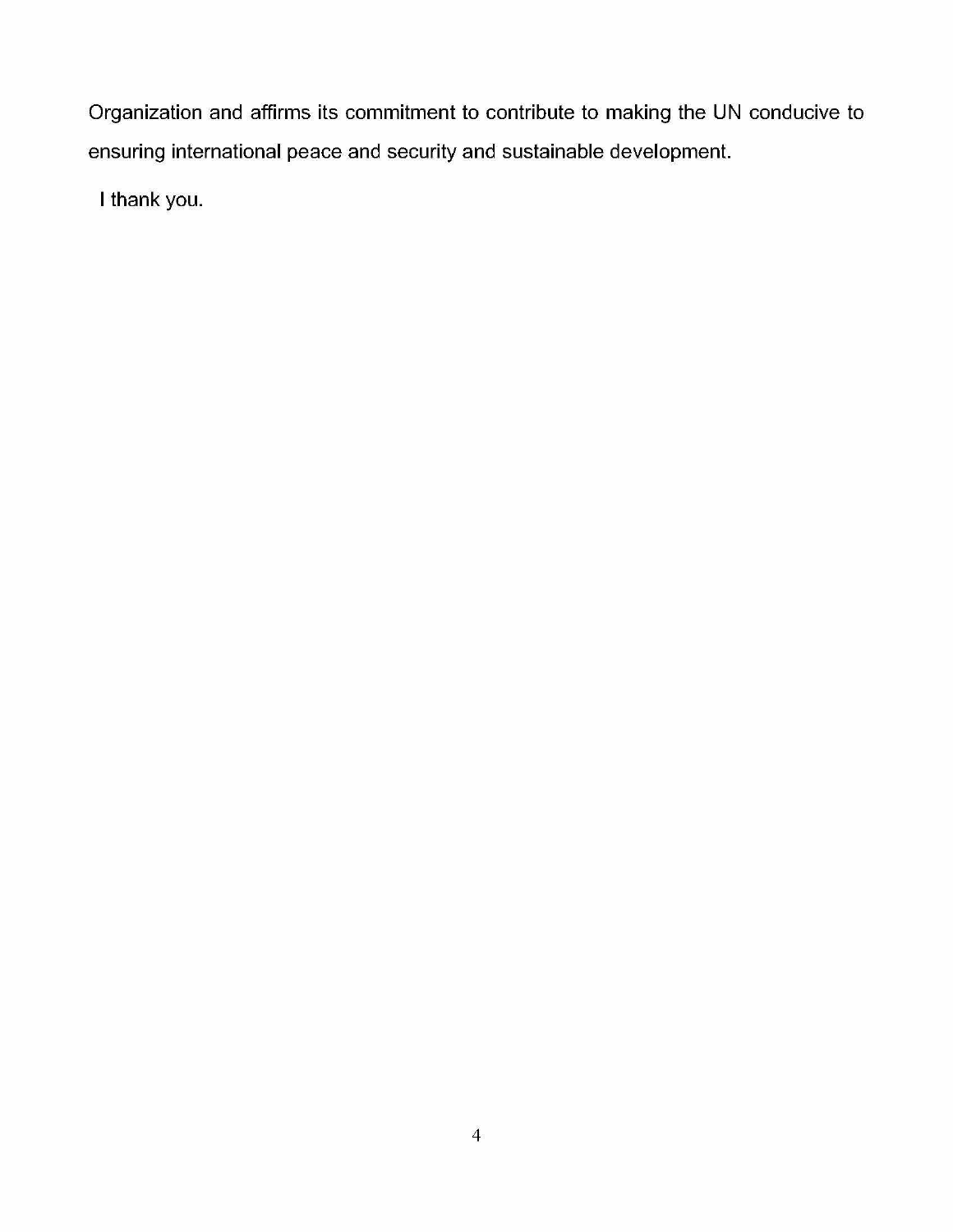Organization and affirms its commitment to contribute to making the UN conducive to ensuring international peace and security and sustainable development.

I thank you.